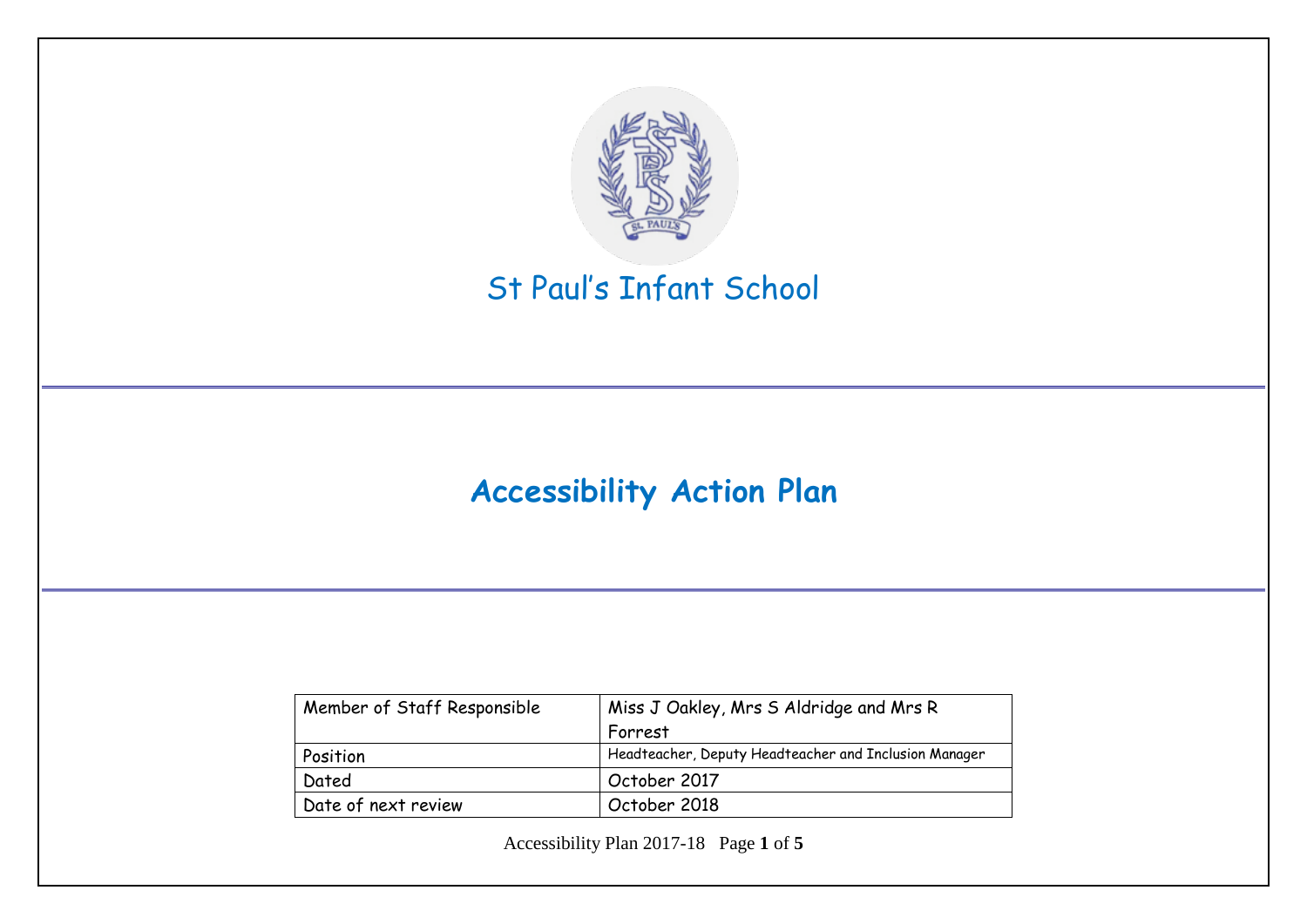# St Paul's Infant School

## Accessibility Action Plan

| Member of Staff Responsible | Miss J Oakley, Mrs S Aldridge and Mrs R Forrest |
| --- | --- |
| Position | Headteacher, Deputy Headteacher and Inclusion Manager |
| Dated | October 2017 |
| Date of next review | October 2018 |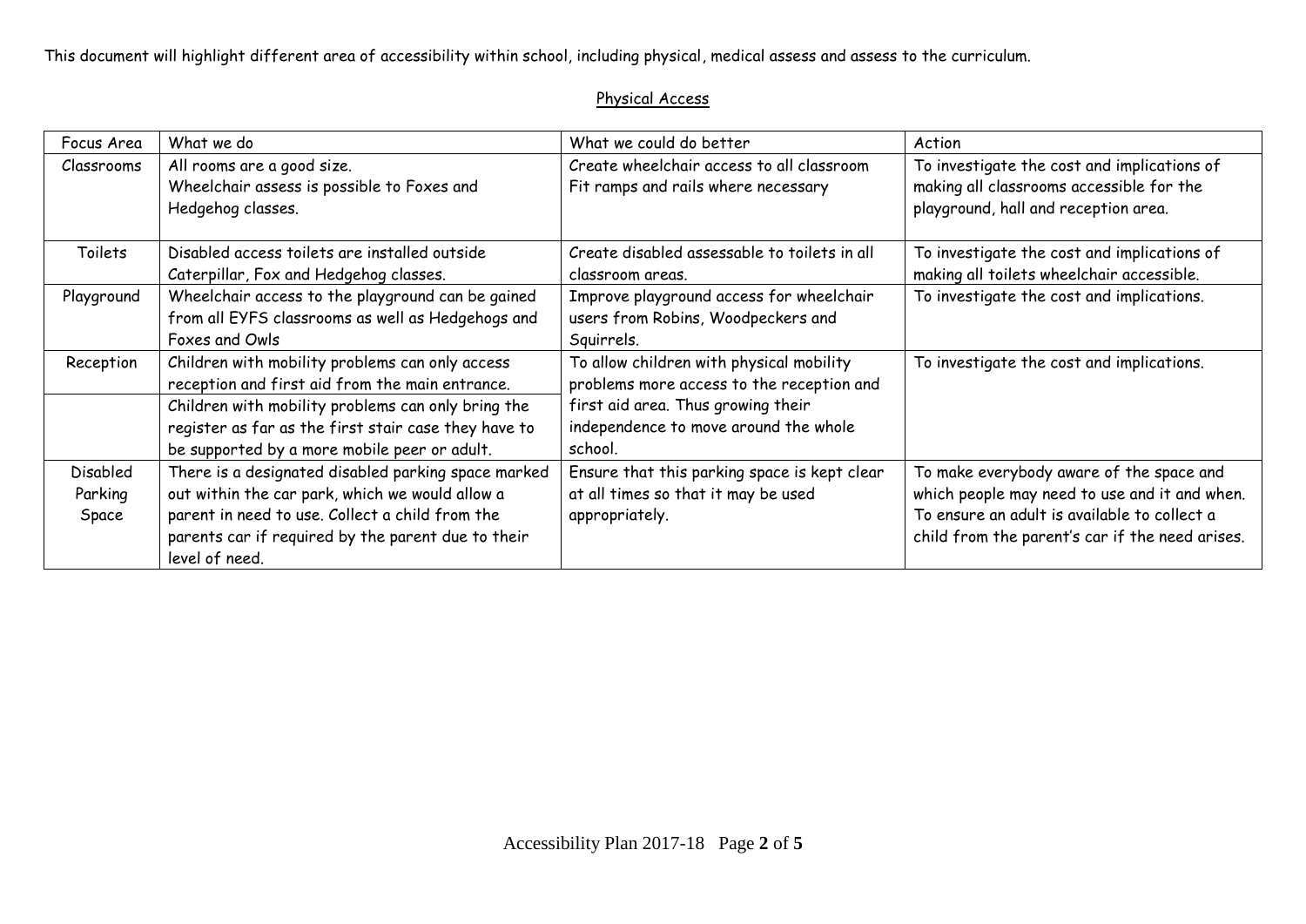This document will highlight different area of accessibility within school, including physical, medical assess and assess to the curriculum.

## Physical Access

| Focus Area | What we do | What we could do better | Action |
|---|---|---|---|
| Classrooms | All rooms are a good size.<br>Wheelchair assess is possible to Foxes and Hedgehog classes. | Create wheelchair access to all classroom<br>Fit ramps and rails where necessary | To investigate the cost and implications of making all classrooms accessible for the playground, hall and reception area. |
| Toilets | Disabled access toilets are installed outside Caterpillar, Fox and Hedgehog classes. | Create disabled assessable to toilets in all classroom areas. | To investigate the cost and implications of making all toilets wheelchair accessible. |
| Playground | Wheelchair access to the playground can be gained from all EYFS classrooms as well as Hedgehogs and Foxes and Owls | Improve playground access for wheelchair users from Robins, Woodpeckers and Squirrels. | To investigate the cost and implications. |
| Reception | Children with mobility problems can only access reception and first aid from the main entrance. | To allow children with physical mobility problems more access to the reception and first aid area. Thus growing their independence to move around the whole school. | To investigate the cost and implications. |
| | Children with mobility problems can only bring the register as far as the first stair case they have to be supported by a more mobile peer or adult. | | |
| Disabled Parking Space | There is a designated disabled parking space marked out within the car park, which we would allow a parent in need to use. Collect a child from the parents car if required by the parent due to their level of need. | Ensure that this parking space is kept clear at all times so that it may be used appropriately. | To make everybody aware of the space and which people may need to use and it and when. To ensure an adult is available to collect a child from the parent's car if the need arises. |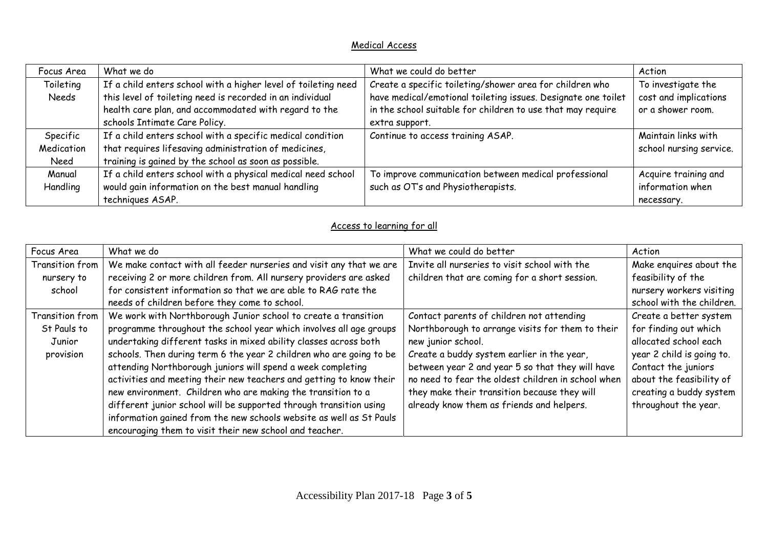## Medical Access

| Focus Area | What we do | What we could do better | Action |
| --- | --- | --- | --- |
| Toileting Needs | If a child enters school with a higher level of toileting need this level of toileting need is recorded in an individual health care plan, and accommodated with regard to the schools Intimate Care Policy. | Create a specific toileting/shower area for children who have medical/emotional toileting issues. Designate one toilet in the school suitable for children to use that may require extra support. | To investigate the cost and implications or a shower room. |
| Specific Medication Need | If a child enters school with a specific medical condition that requires lifesaving administration of medicines, training is gained by the school as soon as possible. | Continue to access training ASAP. | Maintain links with school nursing service. |
| Manual Handling | If a child enters school with a physical medical need school would gain information on the best manual handling techniques ASAP. | To improve communication between medical professional such as OT's and Physiotherapists. | Acquire training and information when necessary. |

## Access to learning for all

| Focus Area | What we do | What we could do better | Action |
| --- | --- | --- | --- |
| Transition from nursery to school | We make contact with all feeder nurseries and visit any that we are receiving 2 or more children from. All nursery providers are asked for consistent information so that we are able to RAG rate the needs of children before they come to school. | Invite all nurseries to visit school with the children that are coming for a short session. | Make enquires about the feasibility of the nursery workers visiting school with the children. |
| Transition from St Pauls to Junior provision | We work with Northborough Junior school to create a transition programme throughout the school year which involves all age groups undertaking different tasks in mixed ability classes across both schools. Then during term 6 the year 2 children who are going to be attending Northborough juniors will spend a week completing activities and meeting their new teachers and getting to know their new environment. Children who are making the transition to a different junior school will be supported through transition using information gained from the new schools website as well as St Pauls encouraging them to visit their new school and teacher. | Contact parents of children not attending Northborough to arrange visits for them to their new junior school.<br>Create a buddy system earlier in the year, between year 2 and year 5 so that they will have no need to fear the oldest children in school when they make their transition because they will already know them as friends and helpers. | Create a better system for finding out which allocated school each year 2 child is going to. Contact the juniors about the feasibility of creating a buddy system throughout the year. |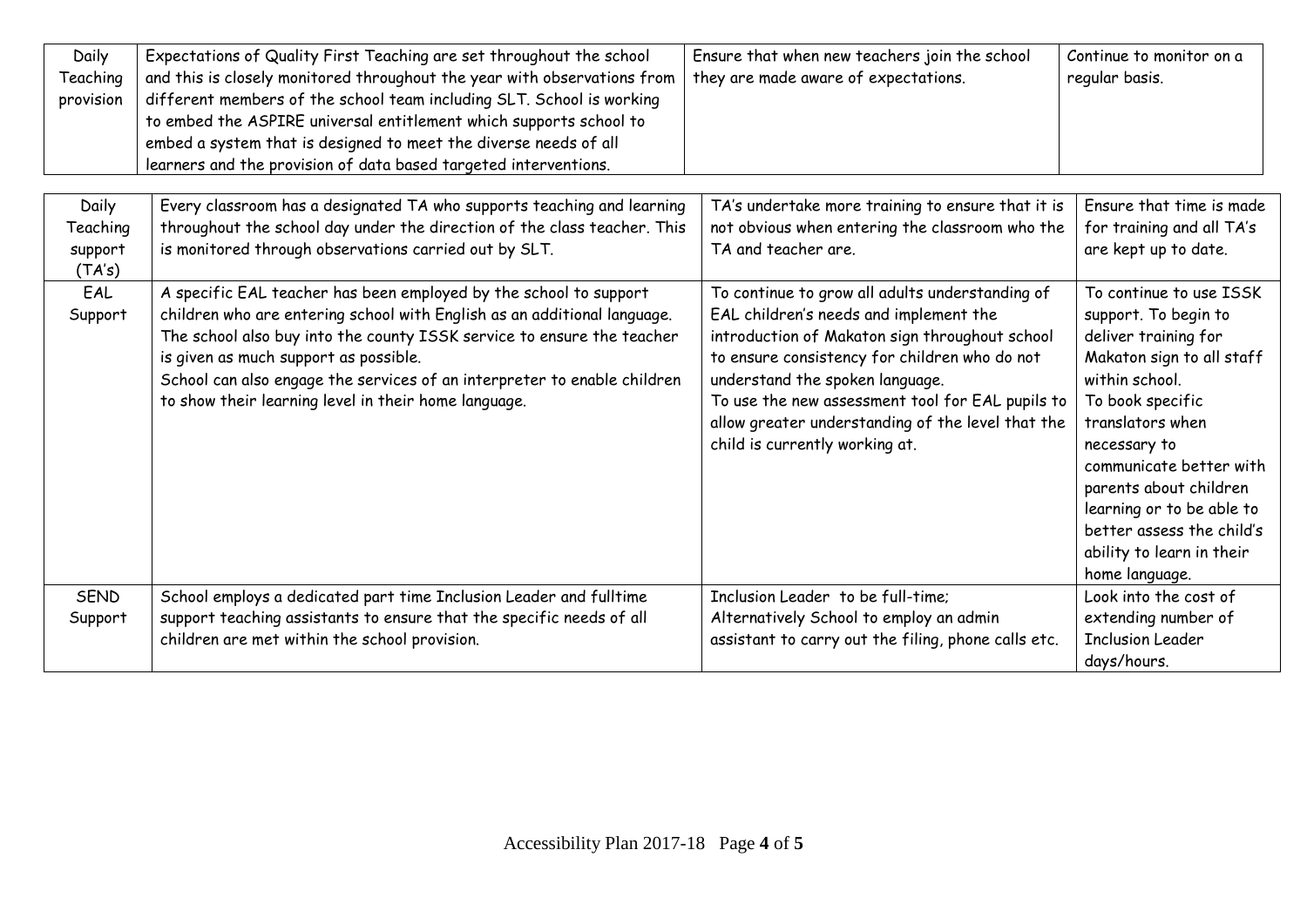| | | | |
|---|---|---|---|
| Daily Teaching provision | Expectations of Quality First Teaching are set throughout the school and this is closely monitored throughout the year with observations from different members of the school team including SLT. School is working to embed the ASPIRE universal entitlement which supports school to embed a system that is designed to meet the diverse needs of all learners and the provision of data based targeted interventions. | Ensure that when new teachers join the school they are made aware of expectations. | Continue to monitor on a regular basis. |
| Daily Teaching support (TA's) | Every classroom has a designated TA who supports teaching and learning throughout the school day under the direction of the class teacher. This is monitored through observations carried out by SLT. | TA's undertake more training to ensure that it is not obvious when entering the classroom who the TA and teacher are. | Ensure that time is made for training and all TA's are kept up to date. |
| EAL Support | A specific EAL teacher has been employed by the school to support children who are entering school with English as an additional language. The school also buy into the county ISSK service to ensure the teacher is given as much support as possible.<br>School can also engage the services of an interpreter to enable children to show their learning level in their home language. | To continue to grow all adults understanding of EAL children's needs and implement the introduction of Makaton sign throughout school to ensure consistency for children who do not understand the spoken language.<br>To use the new assessment tool for EAL pupils to allow greater understanding of the level that the child is currently working at. | To continue to use ISSK support. To begin to deliver training for Makaton sign to all staff within school.<br>To book specific translators when necessary to communicate better with parents about children learning or to be able to better assess the child's ability to learn in their home language. |
| SEND Support | School employs a dedicated part time Inclusion Leader and fulltime support teaching assistants to ensure that the specific needs of all children are met within the school provision. | Inclusion Leader to be full-time;<br>Alternatively School to employ an admin assistant to carry out the filing, phone calls etc. | Look into the cost of extending number of Inclusion Leader days/hours. |

Accessibility Plan 2017-18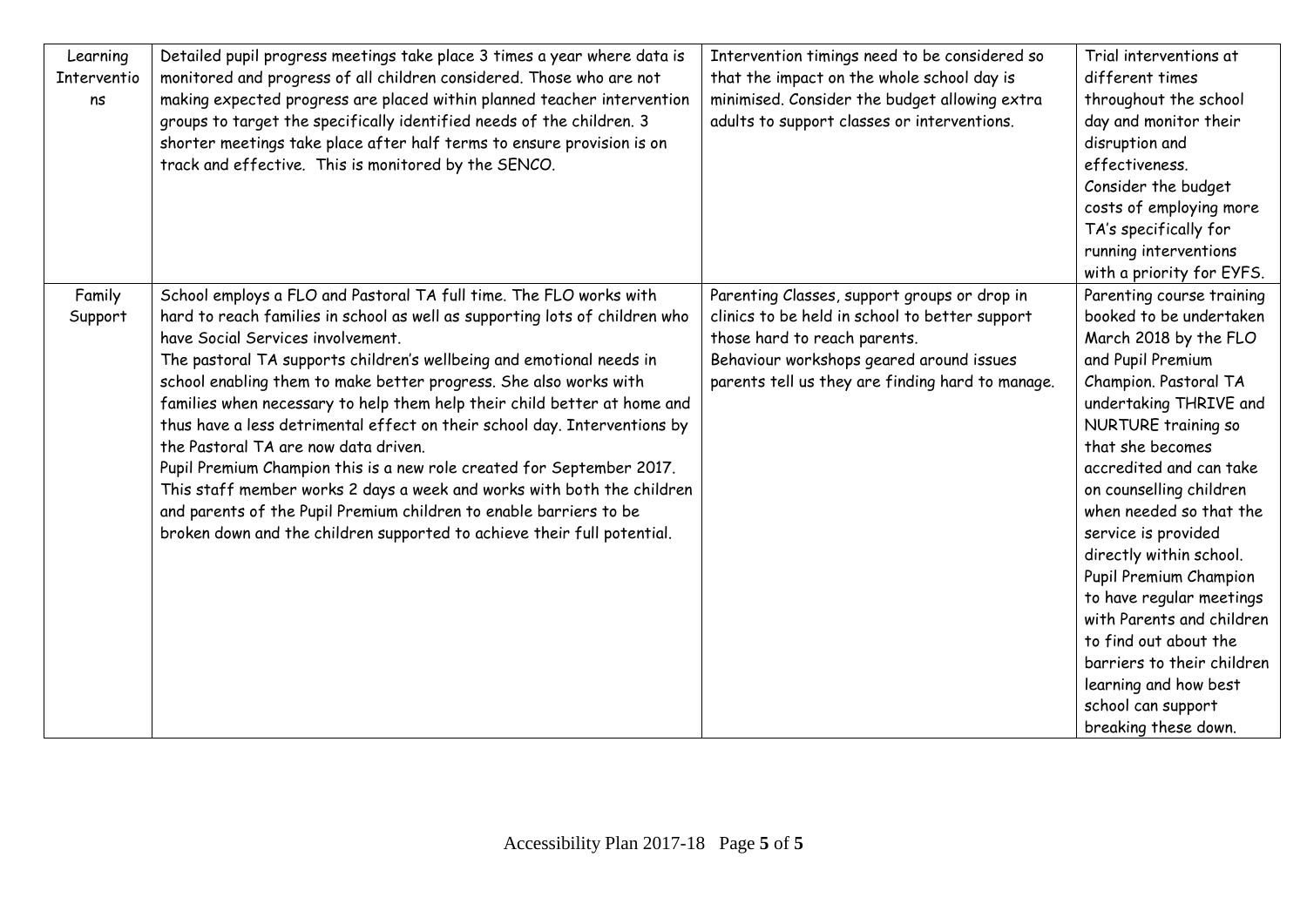| | | | |
|---|---|---|---|
| Learning Interventions | Detailed pupil progress meetings take place 3 times a year where data is monitored and progress of all children considered. Those who are not making expected progress are placed within planned teacher intervention groups to target the specifically identified needs of the children. 3 shorter meetings take place after half terms to ensure provision is on track and effective. This is monitored by the SENCO. | Intervention timings need to be considered so that the impact on the whole school day is minimised. Consider the budget allowing extra adults to support classes or interventions. | Trial interventions at different times throughout the school day and monitor their disruption and effectiveness. Consider the budget costs of employing more TA's specifically for running interventions with a priority for EYFS. |
| Family Support | School employs a FLO and Pastoral TA full time. The FLO works with hard to reach families in school as well as supporting lots of children who have Social Services involvement. The pastoral TA supports children's wellbeing and emotional needs in school enabling them to make better progress. She also works with families when necessary to help them help their child better at home and thus have a less detrimental effect on their school day. Interventions by the Pastoral TA are now data driven. Pupil Premium Champion this is a new role created for September 2017. This staff member works 2 days a week and works with both the children and parents of the Pupil Premium children to enable barriers to be broken down and the children supported to achieve their full potential. | Parenting Classes, support groups or drop in clinics to be held in school to better support those hard to reach parents. Behaviour workshops geared around issues parents tell us they are finding hard to manage. | Parenting course training booked to be undertaken March 2018 by the FLO and Pupil Premium Champion. Pastoral TA undertaking THRIVE and NURTURE training so that she becomes accredited and can take on counselling children when needed so that the service is provided directly within school. Pupil Premium Champion to have regular meetings with Parents and children to find out about the barriers to their children learning and how best school can support breaking these down. |